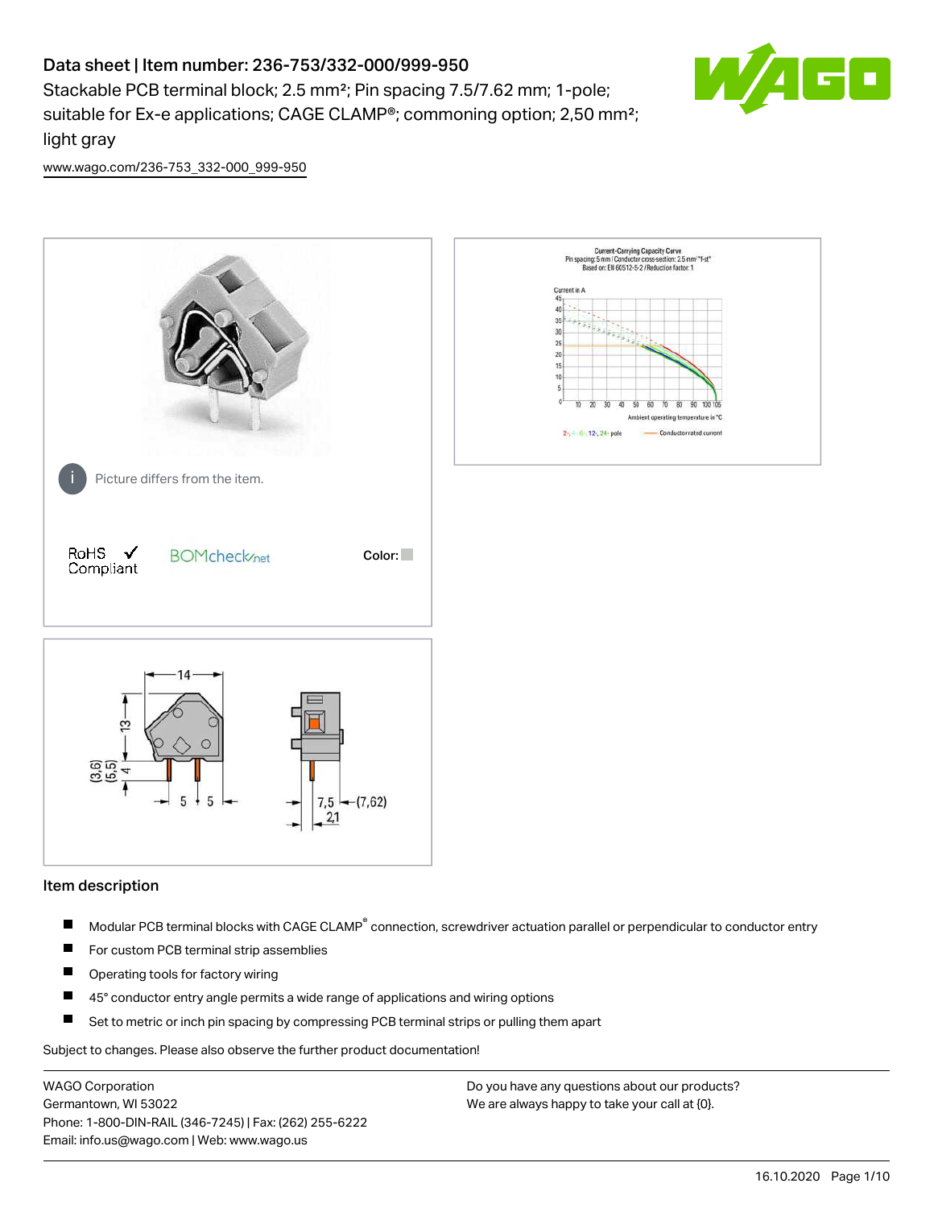# Data sheet | Item number: 236-753/332-000/999-950

Stackable PCB terminal block; 2.5 mm²; Pin spacing 7.5/7.62 mm; 1-pole; suitable for Ex-e applications; CAGE CLAMP®; commoning option; 2,50 mm²; light gray

www.wago.com/236-753_332-000_999-950

Picture differs from the item.

RoHS Compliant ✓ BOMcheck.net Color:

## Item description

- Modular PCB terminal blocks with CAGE CLAMP® connection, screwdriver actuation parallel or perpendicular to conductor entry
- For custom PCB terminal strip assemblies
- Operating tools for factory wiring
- 45° conductor entry angle permits a wide range of applications and wiring options
- Set to metric or inch pin spacing by compressing PCB terminal strips or pulling them apart

Subject to changes. Please also observe the further product documentation!

WAGO Corporation
Germantown, WI 53022
Phone: 1-800-DIN-RAIL (346-7245) | Fax: (262) 255-6222
Email: info.us@wago.com | Web: www.wago.us

Do you have any questions about our products? We are always happy to take your call at {0}.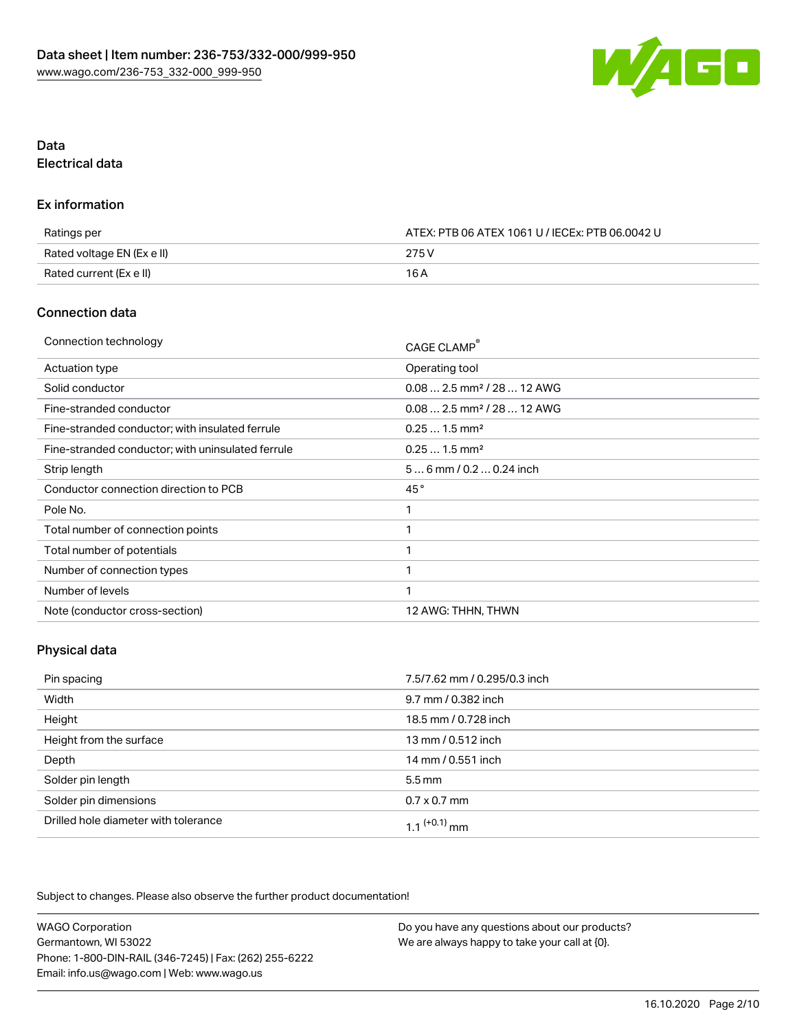# Data

## Electrical data

### Ex information

| Ratings per | ATEX: PTB 06 ATEX 1061 U / IECEx: PTB 06.0042 U |
| --- | --- |
| Rated voltage EN (Ex e II) | 275 V |
| Rated current (Ex e II) | 16 A |

### Connection data

| Connection technology | CAGE CLAMP® |
| --- | --- |
| Actuation type | Operating tool |
| Solid conductor | 0.08 … 2.5 mm² / 28 … 12 AWG |
| Fine-stranded conductor | 0.08 … 2.5 mm² / 28 … 12 AWG |
| Fine-stranded conductor; with insulated ferrule | 0.25 … 1.5 mm² |
| Fine-stranded conductor; with uninsulated ferrule | 0.25 … 1.5 mm² |
| Strip length | 5 … 6 mm / 0.2 … 0.24 inch |
| Conductor connection direction to PCB | 45 ° |
| Pole No. | 1 |
| Total number of connection points | 1 |
| Total number of potentials | 1 |
| Number of connection types | 1 |
| Number of levels | 1 |
| Note (conductor cross-section) | 12 AWG: THHN, THWN |

### Physical data

| Pin spacing | 7.5/7.62 mm / 0.295/0.3 inch |
| --- | --- |
| Width | 9.7 mm / 0.382 inch |
| Height | 18.5 mm / 0.728 inch |
| Height from the surface | 13 mm / 0.512 inch |
| Depth | 14 mm / 0.551 inch |
| Solder pin length | 5.5 mm |
| Solder pin dimensions | 0.7 x 0.7 mm |
| Drilled hole diameter with tolerance | 1.1 $^{(+0.1)}$ mm |

Subject to changes. Please also observe the further product documentation!

WAGO Corporation
Germantown, WI 53022
Phone: 1-800-DIN-RAIL (346-7245) | Fax: (262) 255-6222
Email: info.us@wago.com | Web: www.wago.us

Do you have any questions about our products?
We are always happy to take your call at {0}.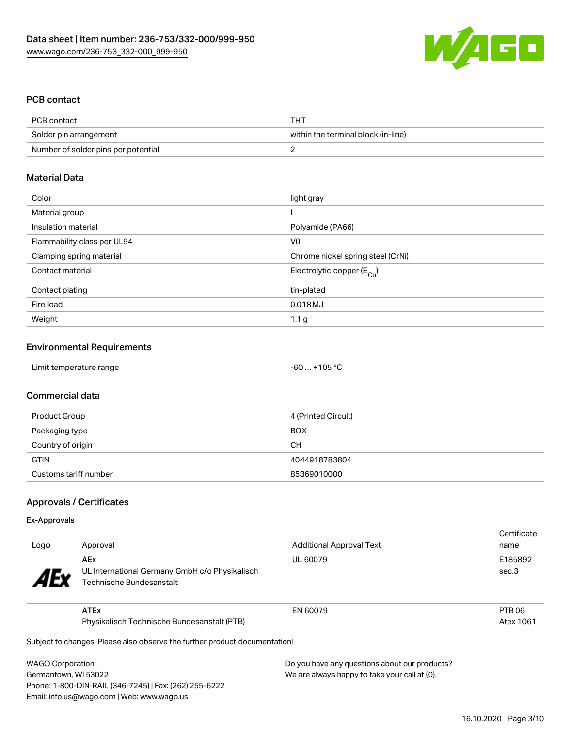## PCB contact

| PCB contact | THT |
| --- | --- |
| Solder pin arrangement | within the terminal block (in-line) |
| Number of solder pins per potential | 2 |

## Material Data

| Color | light gray |
| --- | --- |
| Material group | I |
| Insulation material | Polyamide (PA66) |
| Flammability class per UL94 | V0 |
| Clamping spring material | Chrome nickel spring steel (CrNi) |
| Contact material | Electrolytic copper ($E_{Cu}$) |
| Contact plating | tin-plated |
| Fire load | 0.018 MJ |
| Weight | 1.1 g |

## Environmental Requirements

| Limit temperature range | -60 … +105 °C |
| --- | --- |

## Commercial data

| Product Group | 4 (Printed Circuit) |
| --- | --- |
| Packaging type | BOX |
| Country of origin | CH |
| GTIN | 4044918783804 |
| Customs tariff number | 85369010000 |

## Approvals / Certificates

### Ex-Approvals

| Logo | Approval | Additional Approval Text | Certificate name |
| --- | --- | --- | --- |
| AEx | **AEx** UL International Germany GmbH c/o Physikalisch Technische Bundesanstalt | UL 60079 | E185892 sec.3 |
| | **ATEx** Physikalisch Technische Bundesanstalt (PTB) | EN 60079 | PTB 06 Atex 1061 |

Subject to changes. Please also observe the further product documentation!

WAGO Corporation
Germantown, WI 53022
Phone: 1-800-DIN-RAIL (346-7245) | Fax: (262) 255-6222
Email: info.us@wago.com | Web: www.wago.us

Do you have any questions about our products?
We are always happy to take your call at {0}.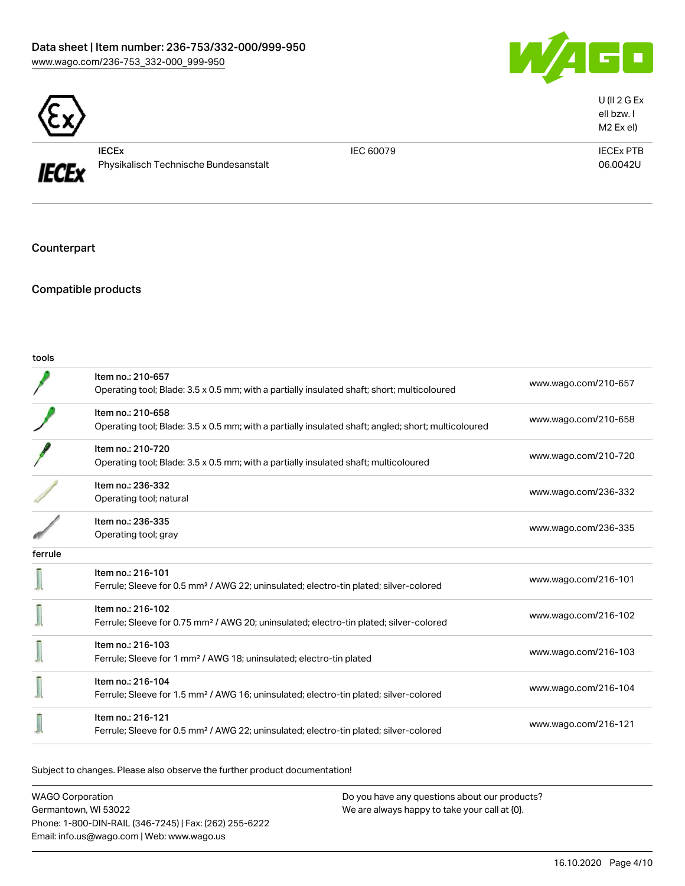| | | | |
|---|---|---|---|
| | | | U (II 2 G Ex eII bzw. I M2 Ex eI) |
| | IECEx<br>Physikalisch Technische Bundesanstalt | IEC 60079 | IECEx PTB 06.0042U |

## Counterpart

## Compatible products

| tools | | |
|---|---|---|
| | Item no.: 210-657<br>Operating tool; Blade: 3.5 x 0.5 mm; with a partially insulated shaft; short; multicoloured | www.wago.com/210-657 |
| | Item no.: 210-658<br>Operating tool; Blade: 3.5 x 0.5 mm; with a partially insulated shaft; angled; short; multicoloured | www.wago.com/210-658 |
| | Item no.: 210-720<br>Operating tool; Blade: 3.5 x 0.5 mm; with a partially insulated shaft; multicoloured | www.wago.com/210-720 |
| | Item no.: 236-332<br>Operating tool; natural | www.wago.com/236-332 |
| | Item no.: 236-335<br>Operating tool; gray | www.wago.com/236-335 |
| ferrule | | |
| | Item no.: 216-101<br>Ferrule; Sleeve for 0.5 mm² / AWG 22; uninsulated; electro-tin plated; silver-colored | www.wago.com/216-101 |
| | Item no.: 216-102<br>Ferrule; Sleeve for 0.75 mm² / AWG 20; uninsulated; electro-tin plated; silver-colored | www.wago.com/216-102 |
| | Item no.: 216-103<br>Ferrule; Sleeve for 1 mm² / AWG 18; uninsulated; electro-tin plated | www.wago.com/216-103 |
| | Item no.: 216-104<br>Ferrule; Sleeve for 1.5 mm² / AWG 16; uninsulated; electro-tin plated; silver-colored | www.wago.com/216-104 |
| | Item no.: 216-121<br>Ferrule; Sleeve for 0.5 mm² / AWG 22; uninsulated; electro-tin plated; silver-colored | www.wago.com/216-121 |

Subject to changes. Please also observe the further product documentation!

WAGO Corporation
Germantown, WI 53022
Phone: 1-800-DIN-RAIL (346-7245) | Fax: (262) 255-6222
Email: info.us@wago.com | Web: www.wago.us

Do you have any questions about our products?
We are always happy to take your call at {0}.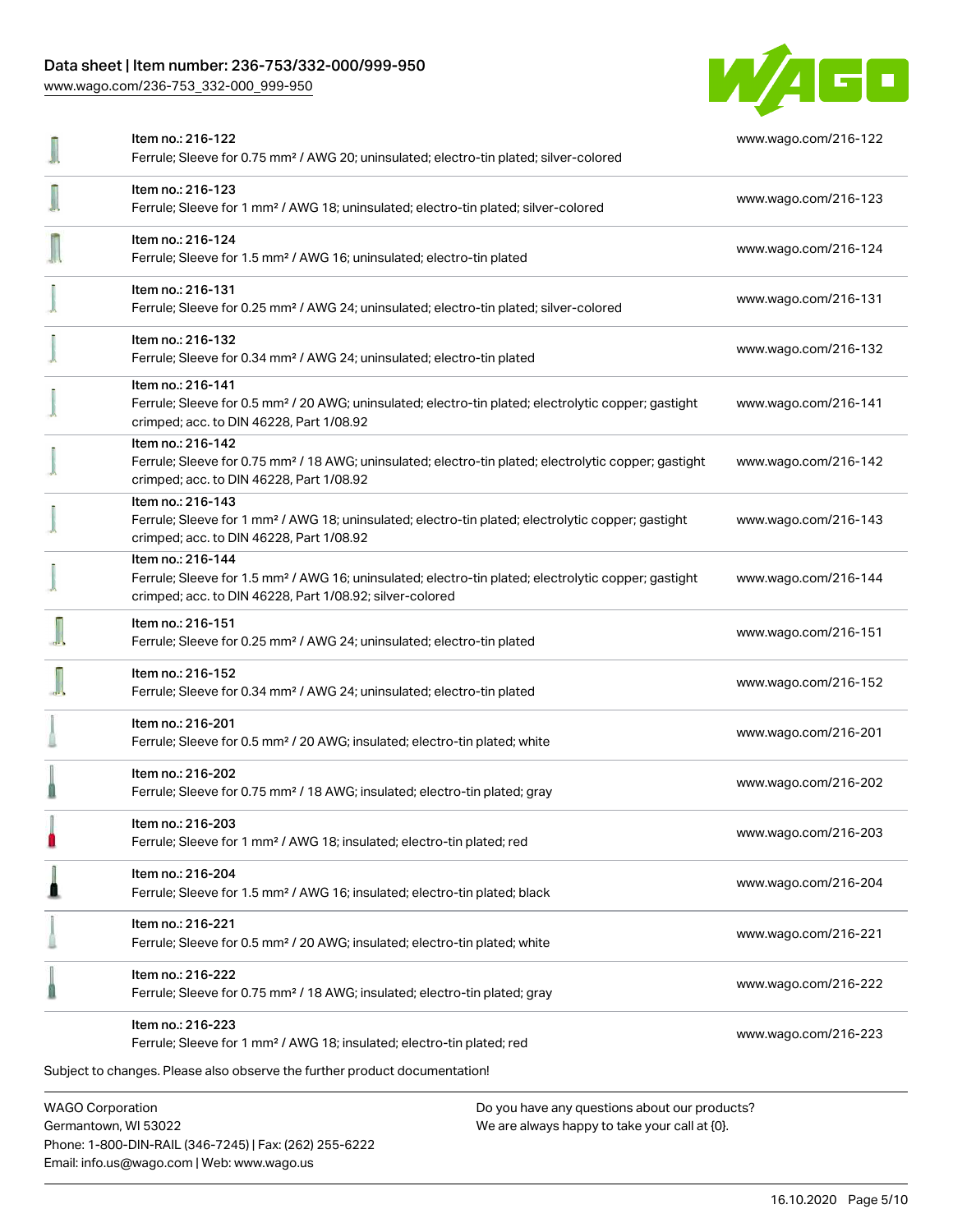| Item | URL |
|---|---|
| Item no.: 216-122<br>Ferrule; Sleeve for 0.75 mm² / AWG 20; uninsulated; electro-tin plated; silver-colored | www.wago.com/216-122 |
| Item no.: 216-123<br>Ferrule; Sleeve for 1 mm² / AWG 18; uninsulated; electro-tin plated; silver-colored | www.wago.com/216-123 |
| Item no.: 216-124<br>Ferrule; Sleeve for 1.5 mm² / AWG 16; uninsulated; electro-tin plated | www.wago.com/216-124 |
| Item no.: 216-131<br>Ferrule; Sleeve for 0.25 mm² / AWG 24; uninsulated; electro-tin plated; silver-colored | www.wago.com/216-131 |
| Item no.: 216-132<br>Ferrule; Sleeve for 0.34 mm² / AWG 24; uninsulated; electro-tin plated | www.wago.com/216-132 |
| Item no.: 216-141<br>Ferrule; Sleeve for 0.5 mm² / 20 AWG; uninsulated; electro-tin plated; electrolytic copper; gastight crimped; acc. to DIN 46228, Part 1/08.92 | www.wago.com/216-141 |
| Item no.: 216-142<br>Ferrule; Sleeve for 0.75 mm² / 18 AWG; uninsulated; electro-tin plated; electrolytic copper; gastight crimped; acc. to DIN 46228, Part 1/08.92 | www.wago.com/216-142 |
| Item no.: 216-143<br>Ferrule; Sleeve for 1 mm² / AWG 18; uninsulated; electro-tin plated; electrolytic copper; gastight crimped; acc. to DIN 46228, Part 1/08.92 | www.wago.com/216-143 |
| Item no.: 216-144<br>Ferrule; Sleeve for 1.5 mm² / AWG 16; uninsulated; electro-tin plated; electrolytic copper; gastight crimped; acc. to DIN 46228, Part 1/08.92; silver-colored | www.wago.com/216-144 |
| Item no.: 216-151<br>Ferrule; Sleeve for 0.25 mm² / AWG 24; uninsulated; electro-tin plated | www.wago.com/216-151 |
| Item no.: 216-152<br>Ferrule; Sleeve for 0.34 mm² / AWG 24; uninsulated; electro-tin plated | www.wago.com/216-152 |
| Item no.: 216-201<br>Ferrule; Sleeve for 0.5 mm² / 20 AWG; insulated; electro-tin plated; white | www.wago.com/216-201 |
| Item no.: 216-202<br>Ferrule; Sleeve for 0.75 mm² / 18 AWG; insulated; electro-tin plated; gray | www.wago.com/216-202 |
| Item no.: 216-203<br>Ferrule; Sleeve for 1 mm² / AWG 18; insulated; electro-tin plated; red | www.wago.com/216-203 |
| Item no.: 216-204<br>Ferrule; Sleeve for 1.5 mm² / AWG 16; insulated; electro-tin plated; black | www.wago.com/216-204 |
| Item no.: 216-221<br>Ferrule; Sleeve for 0.5 mm² / 20 AWG; insulated; electro-tin plated; white | www.wago.com/216-221 |
| Item no.: 216-222<br>Ferrule; Sleeve for 0.75 mm² / 18 AWG; insulated; electro-tin plated; gray | www.wago.com/216-222 |
| Item no.: 216-223<br>Ferrule; Sleeve for 1 mm² / AWG 18; insulated; electro-tin plated; red | www.wago.com/216-223 |

Subject to changes. Please also observe the further product documentation!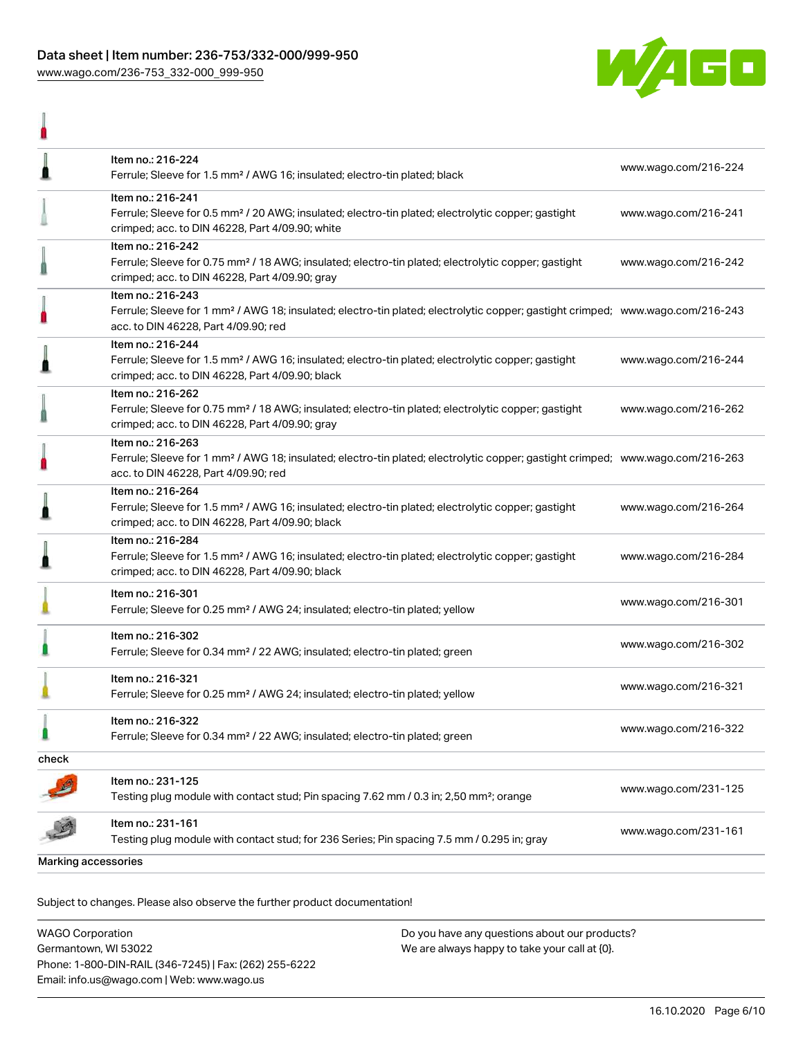| | | |
|---|---|---|
| | Item no.: 216-224<br>Ferrule; Sleeve for 1.5 mm² / AWG 16; insulated; electro-tin plated; black | www.wago.com/216-224 |
| | Item no.: 216-241<br>Ferrule; Sleeve for 0.5 mm² / 20 AWG; insulated; electro-tin plated; electrolytic copper; gastight crimped; acc. to DIN 46228, Part 4/09.90; white | www.wago.com/216-241 |
| | Item no.: 216-242<br>Ferrule; Sleeve for 0.75 mm² / 18 AWG; insulated; electro-tin plated; electrolytic copper; gastight crimped; acc. to DIN 46228, Part 4/09.90; gray | www.wago.com/216-242 |
| | Item no.: 216-243<br>Ferrule; Sleeve for 1 mm² / AWG 18; insulated; electro-tin plated; electrolytic copper; gastight crimped; acc. to DIN 46228, Part 4/09.90; red | www.wago.com/216-243 |
| | Item no.: 216-244<br>Ferrule; Sleeve for 1.5 mm² / AWG 16; insulated; electro-tin plated; electrolytic copper; gastight crimped; acc. to DIN 46228, Part 4/09.90; black | www.wago.com/216-244 |
| | Item no.: 216-262<br>Ferrule; Sleeve for 0.75 mm² / 18 AWG; insulated; electro-tin plated; electrolytic copper; gastight crimped; acc. to DIN 46228, Part 4/09.90; gray | www.wago.com/216-262 |
| | Item no.: 216-263<br>Ferrule; Sleeve for 1 mm² / AWG 18; insulated; electro-tin plated; electrolytic copper; gastight crimped; acc. to DIN 46228, Part 4/09.90; red | www.wago.com/216-263 |
| | Item no.: 216-264<br>Ferrule; Sleeve for 1.5 mm² / AWG 16; insulated; electro-tin plated; electrolytic copper; gastight crimped; acc. to DIN 46228, Part 4/09.90; black | www.wago.com/216-264 |
| | Item no.: 216-284<br>Ferrule; Sleeve for 1.5 mm² / AWG 16; insulated; electro-tin plated; electrolytic copper; gastight crimped; acc. to DIN 46228, Part 4/09.90; black | www.wago.com/216-284 |
| | Item no.: 216-301<br>Ferrule; Sleeve for 0.25 mm² / AWG 24; insulated; electro-tin plated; yellow | www.wago.com/216-301 |
| | Item no.: 216-302<br>Ferrule; Sleeve for 0.34 mm² / 22 AWG; insulated; electro-tin plated; green | www.wago.com/216-302 |
| | Item no.: 216-321<br>Ferrule; Sleeve for 0.25 mm² / AWG 24; insulated; electro-tin plated; yellow | www.wago.com/216-321 |
| | Item no.: 216-322<br>Ferrule; Sleeve for 0.34 mm² / 22 AWG; insulated; electro-tin plated; green | www.wago.com/216-322 |

check

| | | |
|---|---|---|
| | Item no.: 231-125<br>Testing plug module with contact stud; Pin spacing 7.62 mm / 0.3 in; 2,50 mm²; orange | www.wago.com/231-125 |
| | Item no.: 231-161<br>Testing plug module with contact stud; for 236 Series; Pin spacing 7.5 mm / 0.295 in; gray | www.wago.com/231-161 |

Marking accessories

Subject to changes. Please also observe the further product documentation!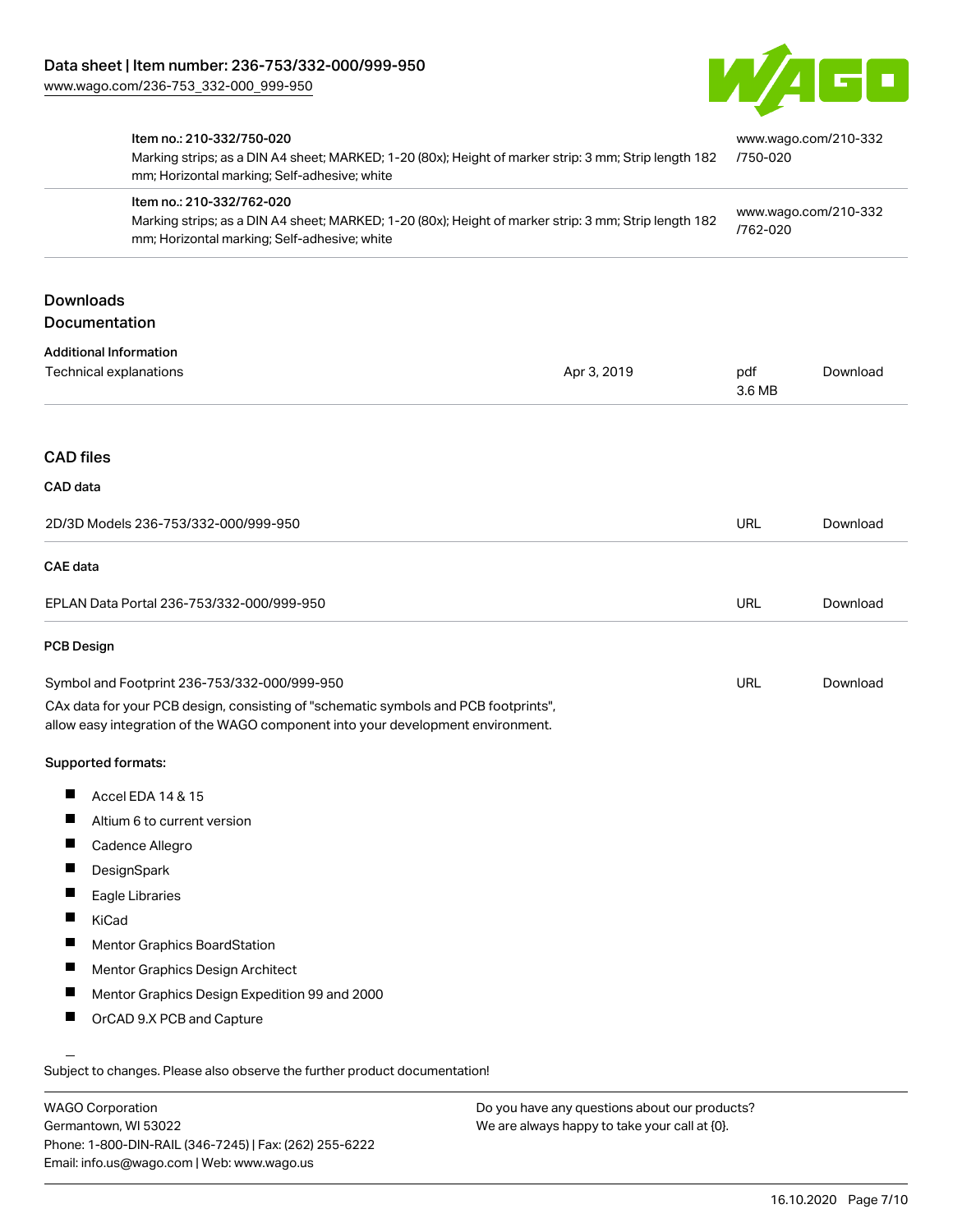| | Item no.: 210-332/750-020<br>Marking strips; as a DIN A4 sheet; MARKED; 1-20 (80x); Height of marker strip: 3 mm; Strip length 182 mm; Horizontal marking; Self-adhesive; white | www.wago.com/210-332/750-020 |
|---|---|---|
| | Item no.: 210-332/762-020<br>Marking strips; as a DIN A4 sheet; MARKED; 1-20 (80x); Height of marker strip: 3 mm; Strip length 182 mm; Horizontal marking; Self-adhesive; white | www.wago.com/210-332/762-020 |

## Downloads

### Documentation

**Additional Information**

| Technical explanations | Apr 3, 2019 | pdf 3.6 MB | Download |
|---|---|---|---|

### CAD files

**CAD data**

| 2D/3D Models 236-753/332-000/999-950 | URL | Download |
|---|---|---|

**CAE data**

| EPLAN Data Portal 236-753/332-000/999-950 | URL | Download |
|---|---|---|

**PCB Design**

| Symbol and Footprint 236-753/332-000/999-950 | URL | Download |
|---|---|---|

CAx data for your PCB design, consisting of "schematic symbols and PCB footprints", allow easy integration of the WAGO component into your development environment.

**Supported formats:**

- Accel EDA 14 & 15
- Altium 6 to current version
- Cadence Allegro
- DesignSpark
- Eagle Libraries
- KiCad
- Mentor Graphics BoardStation
- Mentor Graphics Design Architect
- Mentor Graphics Design Expedition 99 and 2000
- OrCAD 9.X PCB and Capture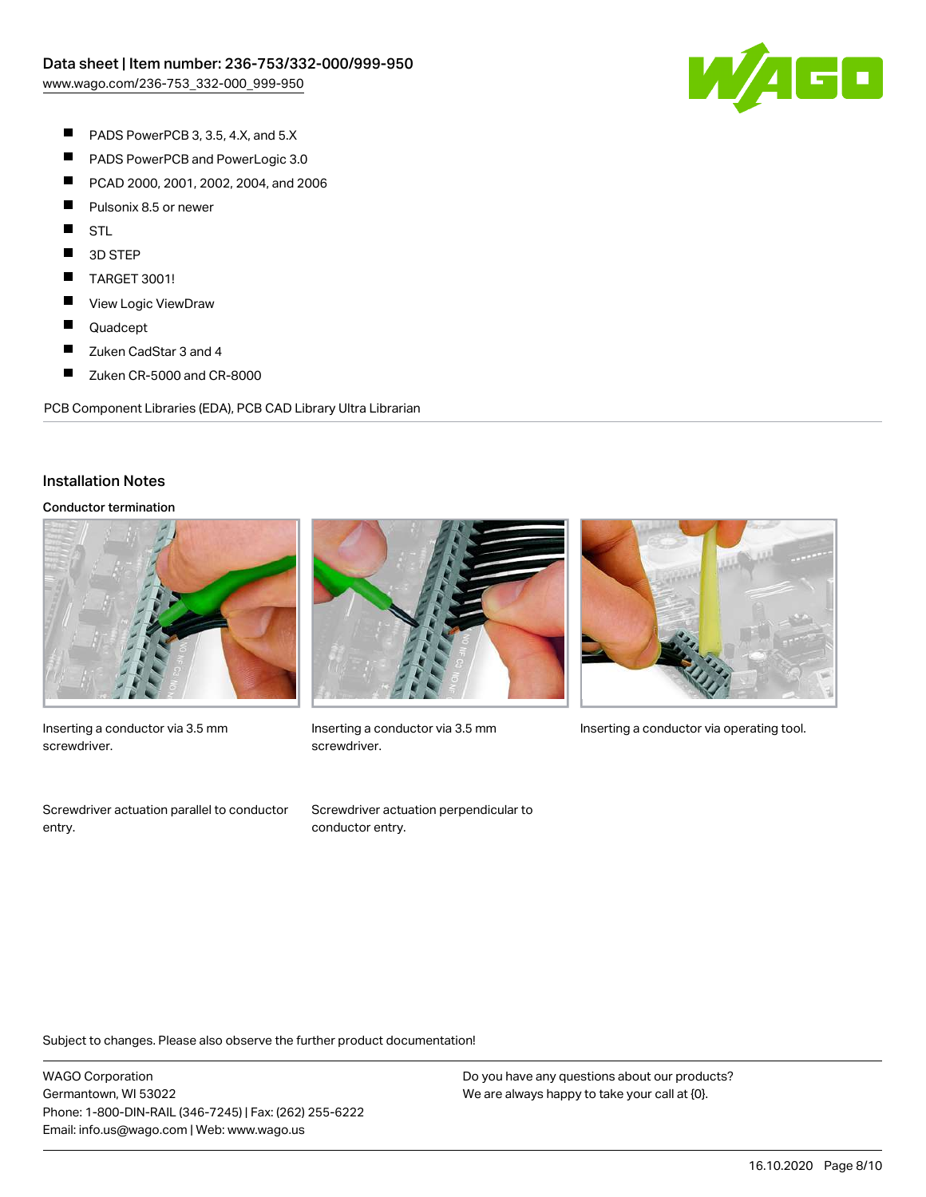- PADS PowerPCB 3, 3.5, 4.X, and 5.X
- PADS PowerPCB and PowerLogic 3.0
- PCAD 2000, 2001, 2002, 2004, and 2006
- Pulsonix 8.5 or newer
- STL
- 3D STEP
- TARGET 3001!
- View Logic ViewDraw
- Quadcept
- Zuken CadStar 3 and 4
- Zuken CR-5000 and CR-8000

PCB Component Libraries (EDA), PCB CAD Library Ultra Librarian

## Installation Notes

### Conductor termination

Inserting a conductor via 3.5 mm screwdriver.

Inserting a conductor via 3.5 mm screwdriver.

Inserting a conductor via operating tool.

Screwdriver actuation parallel to conductor entry.

Screwdriver actuation perpendicular to conductor entry.

Subject to changes. Please also observe the further product documentation!

WAGO Corporation
Germantown, WI 53022
Phone: 1-800-DIN-RAIL (346-7245) | Fax: (262) 255-6222
Email: info.us@wago.com | Web: www.wago.us

Do you have any questions about our products?
We are always happy to take your call at {0}.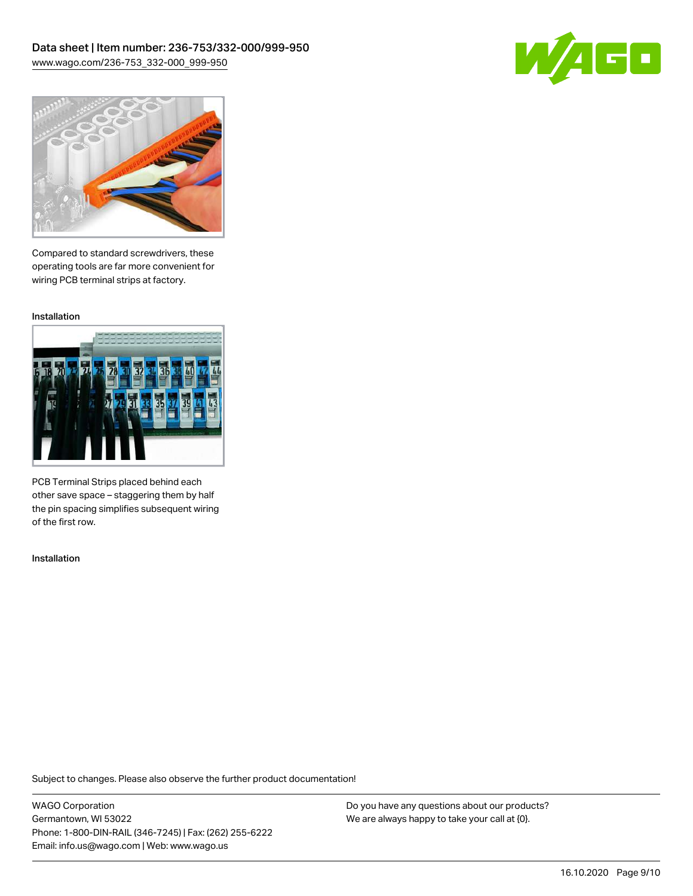Compared to standard screwdrivers, these operating tools are far more convenient for wiring PCB terminal strips at factory.

Installation

PCB Terminal Strips placed behind each other save space – staggering them by half the pin spacing simplifies subsequent wiring of the first row.

Installation

Subject to changes. Please also observe the further product documentation!

WAGO Corporation
Germantown, WI 53022
Phone: 1-800-DIN-RAIL (346-7245) | Fax: (262) 255-6222
Email: info.us@wago.com | Web: www.wago.us

Do you have any questions about our products?
We are always happy to take your call at {0}.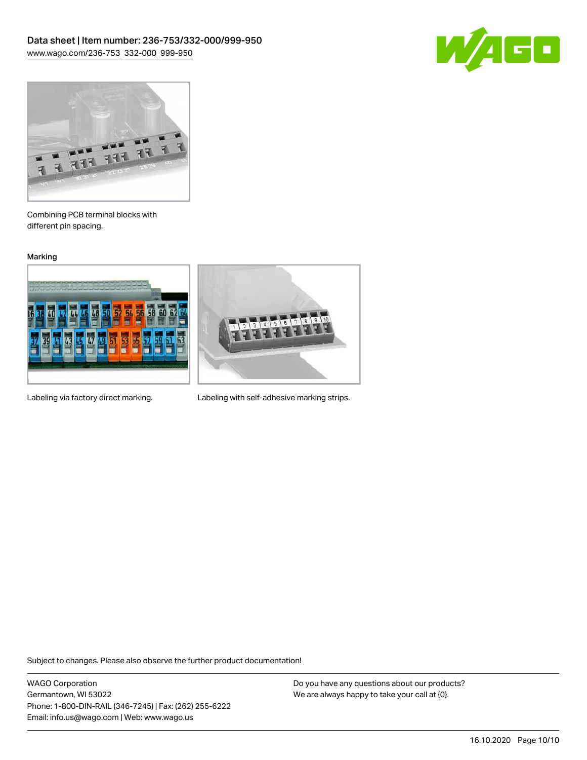Combining PCB terminal blocks with different pin spacing.

Marking

Labeling via factory direct marking.

Labeling with self-adhesive marking strips.

Subject to changes. Please also observe the further product documentation!

WAGO Corporation
Germantown, WI 53022
Phone: 1-800-DIN-RAIL (346-7245) | Fax: (262) 255-6222
Email: info.us@wago.com | Web: www.wago.us

Do you have any questions about our products?
We are always happy to take your call at {0}.